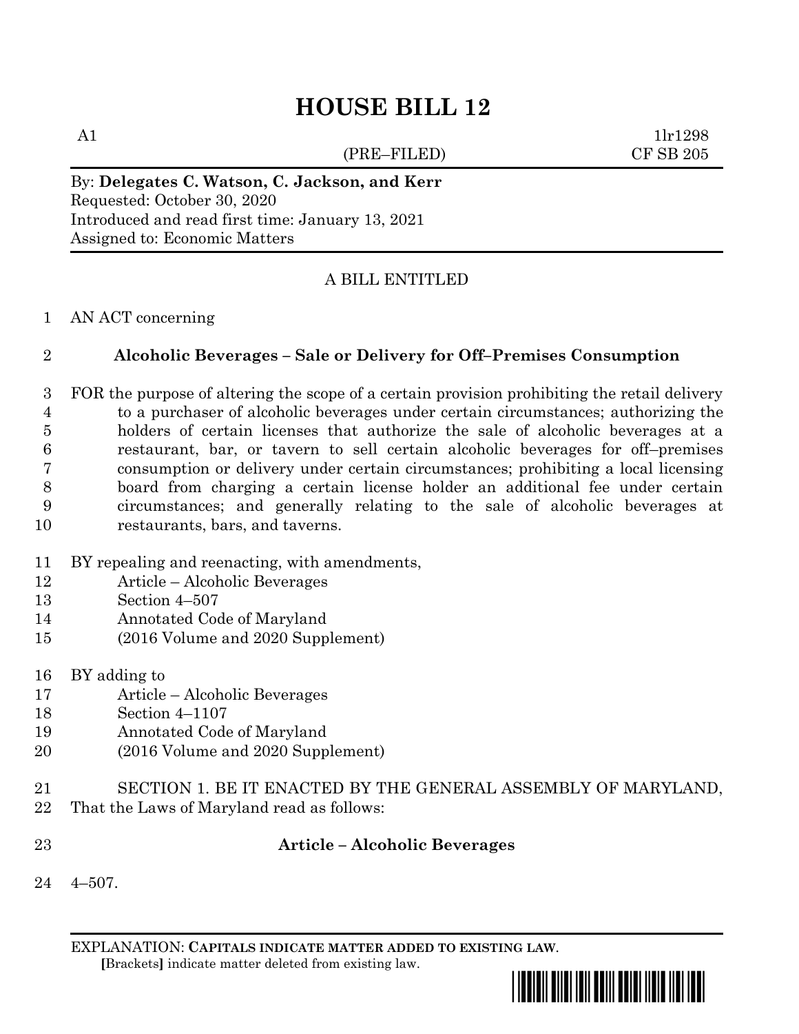# HOUSE BILL 12

A1 1lr1298
(PRE–FILED) CF SB 205

By: **Delegates C. Watson, C. Jackson, and Kerr**
Requested: October 30, 2020
Introduced and read first time: January 13, 2021
Assigned to: Economic Matters

A BILL ENTITLED

AN ACT concerning

**Alcoholic Beverages – Sale or Delivery for Off–Premises Consumption**

FOR the purpose of altering the scope of a certain provision prohibiting the retail delivery to a purchaser of alcoholic beverages under certain circumstances; authorizing the holders of certain licenses that authorize the sale of alcoholic beverages at a restaurant, bar, or tavern to sell certain alcoholic beverages for off–premises consumption or delivery under certain circumstances; prohibiting a local licensing board from charging a certain license holder an additional fee under certain circumstances; and generally relating to the sale of alcoholic beverages at restaurants, bars, and taverns.

BY repealing and reenacting, with amendments,
Article – Alcoholic Beverages
Section 4–507
Annotated Code of Maryland
(2016 Volume and 2020 Supplement)

BY adding to
Article – Alcoholic Beverages
Section 4–1107
Annotated Code of Maryland
(2016 Volume and 2020 Supplement)

SECTION 1. BE IT ENACTED BY THE GENERAL ASSEMBLY OF MARYLAND, That the Laws of Maryland read as follows:

**Article – Alcoholic Beverages**

4–507.

EXPLANATION: **CAPITALS INDICATE MATTER ADDED TO EXISTING LAW.**
**[**Brackets**]** indicate matter deleted from existing law.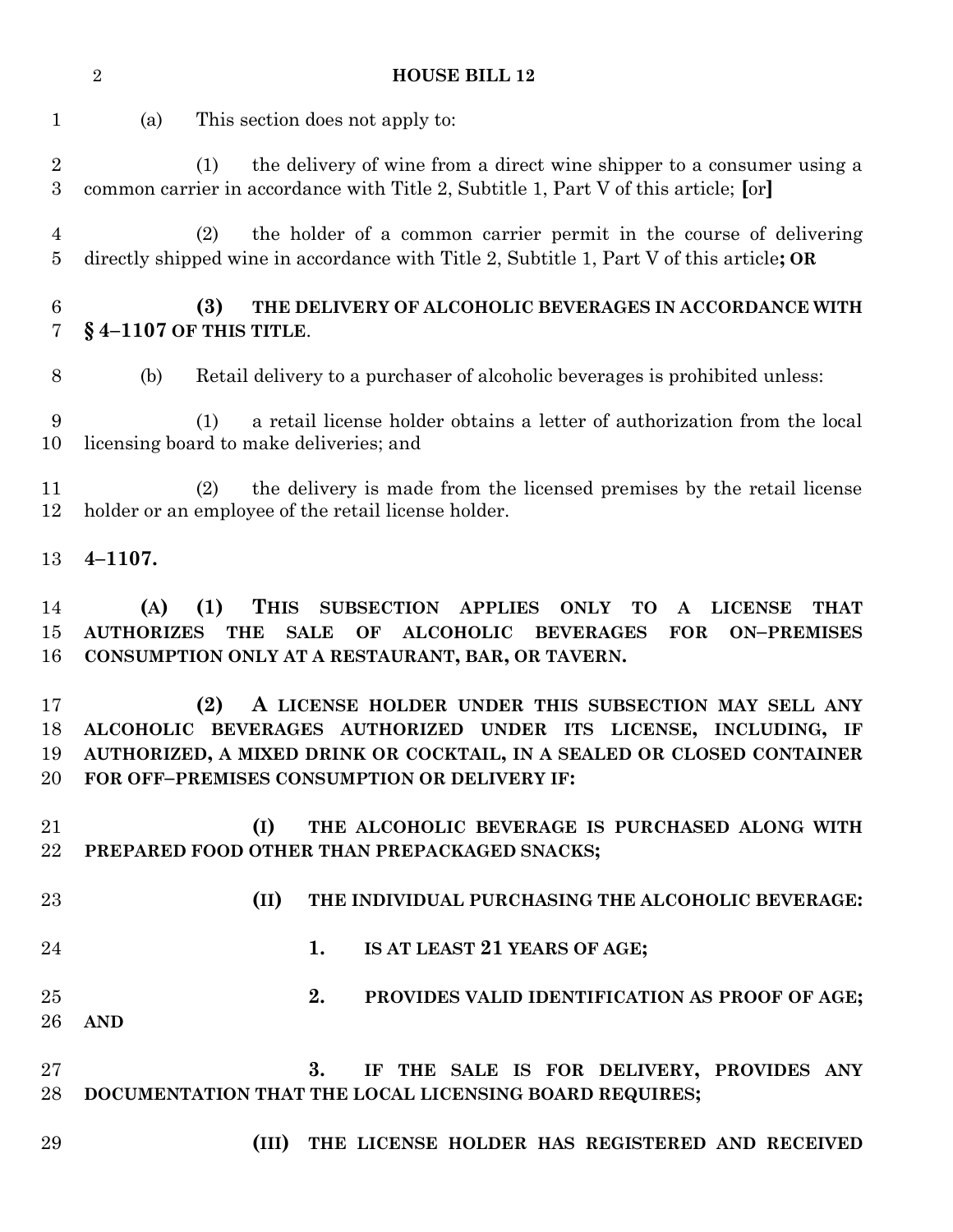(a) This section does not apply to:

(1) the delivery of wine from a direct wine shipper to a consumer using a common carrier in accordance with Title 2, Subtitle 1, Part V of this article; [or]

(2) the holder of a common carrier permit in the course of delivering directly shipped wine in accordance with Title 2, Subtitle 1, Part V of this article**; OR**

**(3) THE DELIVERY OF ALCOHOLIC BEVERAGES IN ACCORDANCE WITH § 4–1107 OF THIS TITLE**.

(b) Retail delivery to a purchaser of alcoholic beverages is prohibited unless:

(1) a retail license holder obtains a letter of authorization from the local licensing board to make deliveries; and

(2) the delivery is made from the licensed premises by the retail license holder or an employee of the retail license holder.

**4–1107.**

**(A) (1) THIS SUBSECTION APPLIES ONLY TO A LICENSE THAT AUTHORIZES THE SALE OF ALCOHOLIC BEVERAGES FOR ON–PREMISES CONSUMPTION ONLY AT A RESTAURANT, BAR, OR TAVERN.**

**(2) A LICENSE HOLDER UNDER THIS SUBSECTION MAY SELL ANY ALCOHOLIC BEVERAGES AUTHORIZED UNDER ITS LICENSE, INCLUDING, IF AUTHORIZED, A MIXED DRINK OR COCKTAIL, IN A SEALED OR CLOSED CONTAINER FOR OFF–PREMISES CONSUMPTION OR DELIVERY IF:**

**(I) THE ALCOHOLIC BEVERAGE IS PURCHASED ALONG WITH PREPARED FOOD OTHER THAN PREPACKAGED SNACKS;**

**(II) THE INDIVIDUAL PURCHASING THE ALCOHOLIC BEVERAGE:**

**1. IS AT LEAST 21 YEARS OF AGE;**

**2. PROVIDES VALID IDENTIFICATION AS PROOF OF AGE; AND**

**3. IF THE SALE IS FOR DELIVERY, PROVIDES ANY DOCUMENTATION THAT THE LOCAL LICENSING BOARD REQUIRES;**

**(III) THE LICENSE HOLDER HAS REGISTERED AND RECEIVED**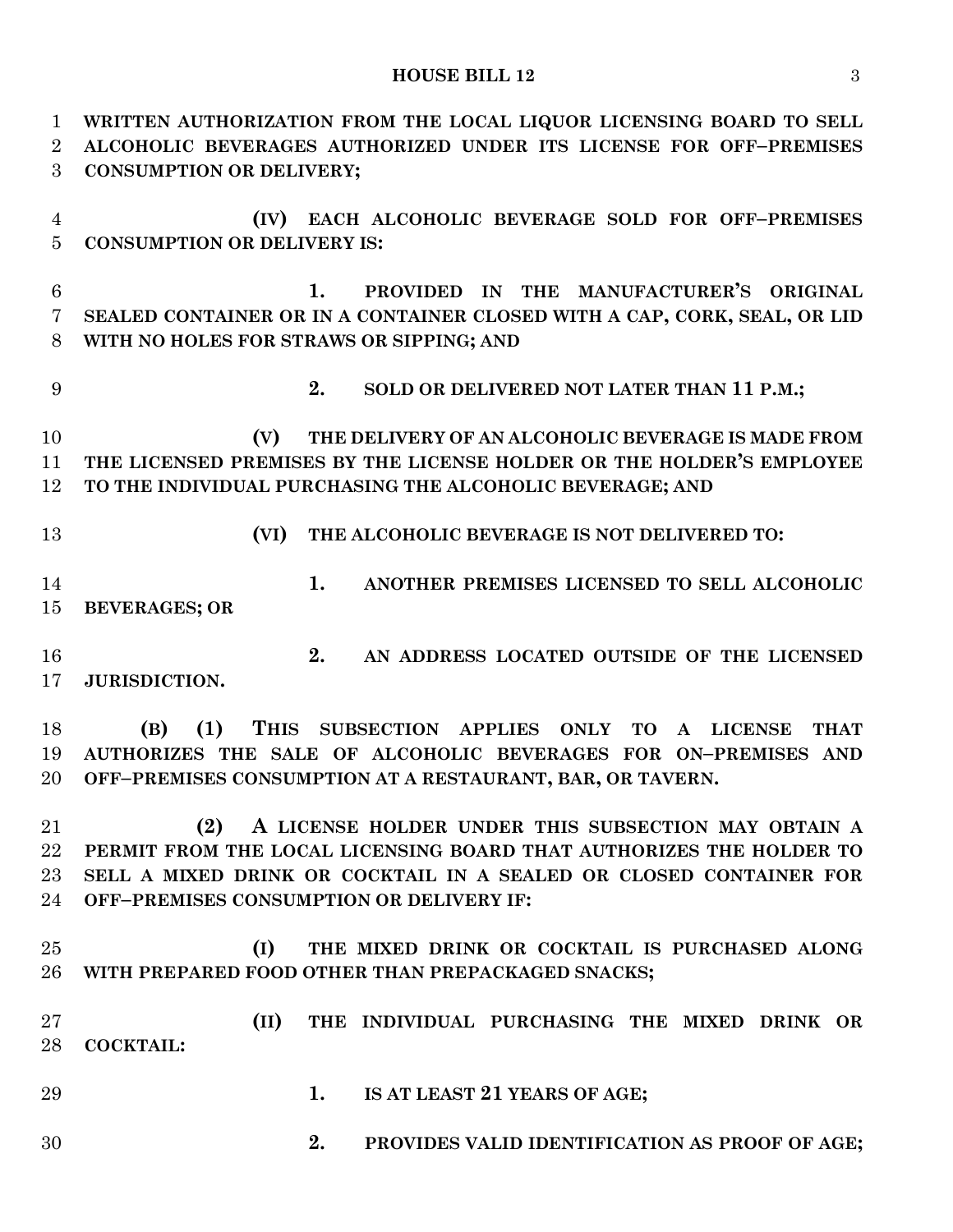WRITTEN AUTHORIZATION FROM THE LOCAL LIQUOR LICENSING BOARD TO SELL ALCOHOLIC BEVERAGES AUTHORIZED UNDER ITS LICENSE FOR OFF–PREMISES CONSUMPTION OR DELIVERY;

(IV) EACH ALCOHOLIC BEVERAGE SOLD FOR OFF–PREMISES CONSUMPTION OR DELIVERY IS:

1. PROVIDED IN THE MANUFACTURER'S ORIGINAL SEALED CONTAINER OR IN A CONTAINER CLOSED WITH A CAP, CORK, SEAL, OR LID WITH NO HOLES FOR STRAWS OR SIPPING; AND

2. SOLD OR DELIVERED NOT LATER THAN 11 P.M.;

(V) THE DELIVERY OF AN ALCOHOLIC BEVERAGE IS MADE FROM THE LICENSED PREMISES BY THE LICENSE HOLDER OR THE HOLDER'S EMPLOYEE TO THE INDIVIDUAL PURCHASING THE ALCOHOLIC BEVERAGE; AND

(VI) THE ALCOHOLIC BEVERAGE IS NOT DELIVERED TO:

1. ANOTHER PREMISES LICENSED TO SELL ALCOHOLIC BEVERAGES; OR

2. AN ADDRESS LOCATED OUTSIDE OF THE LICENSED JURISDICTION.

(B) (1) THIS SUBSECTION APPLIES ONLY TO A LICENSE THAT AUTHORIZES THE SALE OF ALCOHOLIC BEVERAGES FOR ON–PREMISES AND OFF–PREMISES CONSUMPTION AT A RESTAURANT, BAR, OR TAVERN.

(2) A LICENSE HOLDER UNDER THIS SUBSECTION MAY OBTAIN A PERMIT FROM THE LOCAL LICENSING BOARD THAT AUTHORIZES THE HOLDER TO SELL A MIXED DRINK OR COCKTAIL IN A SEALED OR CLOSED CONTAINER FOR OFF–PREMISES CONSUMPTION OR DELIVERY IF:

(I) THE MIXED DRINK OR COCKTAIL IS PURCHASED ALONG WITH PREPARED FOOD OTHER THAN PREPACKAGED SNACKS;

(II) THE INDIVIDUAL PURCHASING THE MIXED DRINK OR COCKTAIL:

1. IS AT LEAST 21 YEARS OF AGE;

2. PROVIDES VALID IDENTIFICATION AS PROOF OF AGE;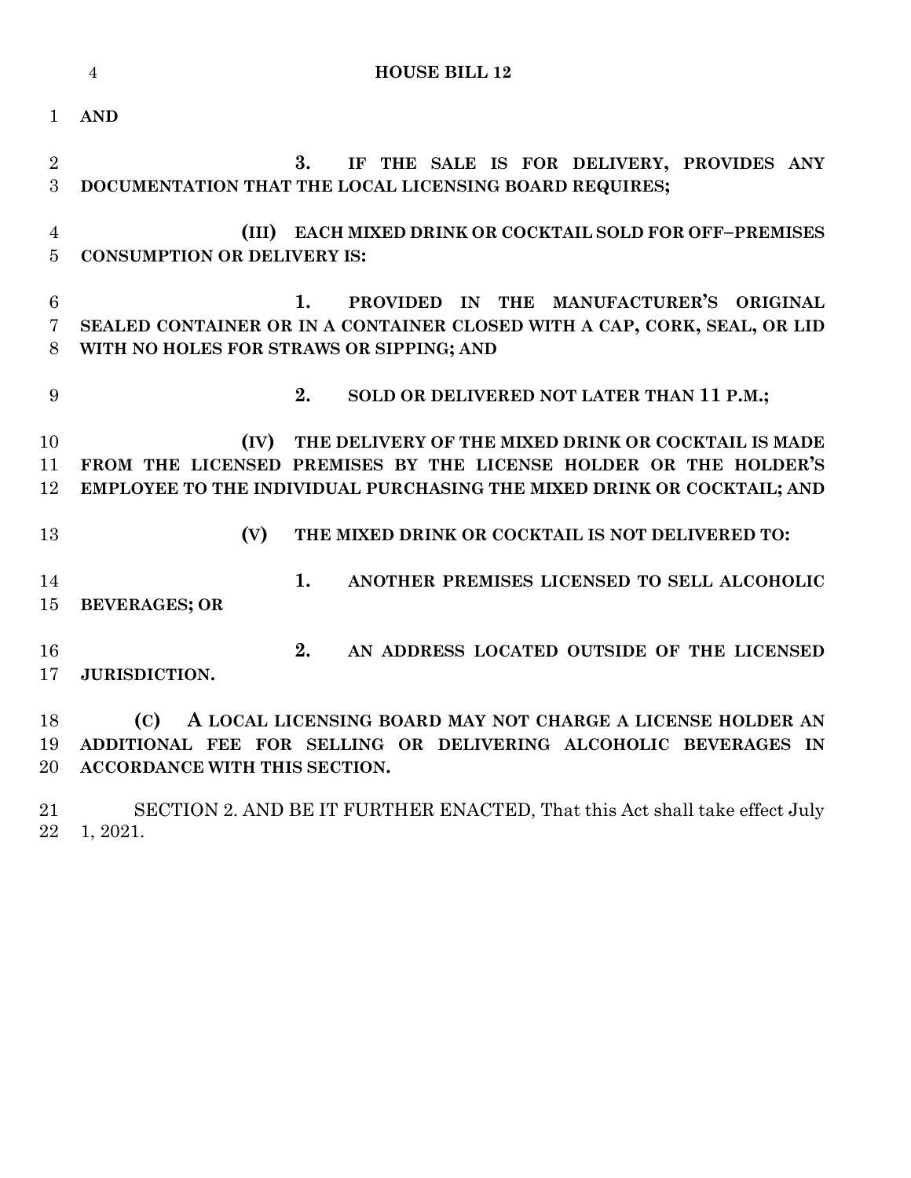**AND**

**3. IF THE SALE IS FOR DELIVERY, PROVIDES ANY DOCUMENTATION THAT THE LOCAL LICENSING BOARD REQUIRES;**

**(III) EACH MIXED DRINK OR COCKTAIL SOLD FOR OFF–PREMISES CONSUMPTION OR DELIVERY IS:**

**1. PROVIDED IN THE MANUFACTURER'S ORIGINAL SEALED CONTAINER OR IN A CONTAINER CLOSED WITH A CAP, CORK, SEAL, OR LID WITH NO HOLES FOR STRAWS OR SIPPING; AND**

**2. SOLD OR DELIVERED NOT LATER THAN 11 P.M.;**

**(IV) THE DELIVERY OF THE MIXED DRINK OR COCKTAIL IS MADE FROM THE LICENSED PREMISES BY THE LICENSE HOLDER OR THE HOLDER'S EMPLOYEE TO THE INDIVIDUAL PURCHASING THE MIXED DRINK OR COCKTAIL; AND**

**(V) THE MIXED DRINK OR COCKTAIL IS NOT DELIVERED TO:**

**1. ANOTHER PREMISES LICENSED TO SELL ALCOHOLIC BEVERAGES; OR**

**2. AN ADDRESS LOCATED OUTSIDE OF THE LICENSED JURISDICTION.**

**(C) A LOCAL LICENSING BOARD MAY NOT CHARGE A LICENSE HOLDER AN ADDITIONAL FEE FOR SELLING OR DELIVERING ALCOHOLIC BEVERAGES IN ACCORDANCE WITH THIS SECTION.**

SECTION 2. AND BE IT FURTHER ENACTED, That this Act shall take effect July 1, 2021.